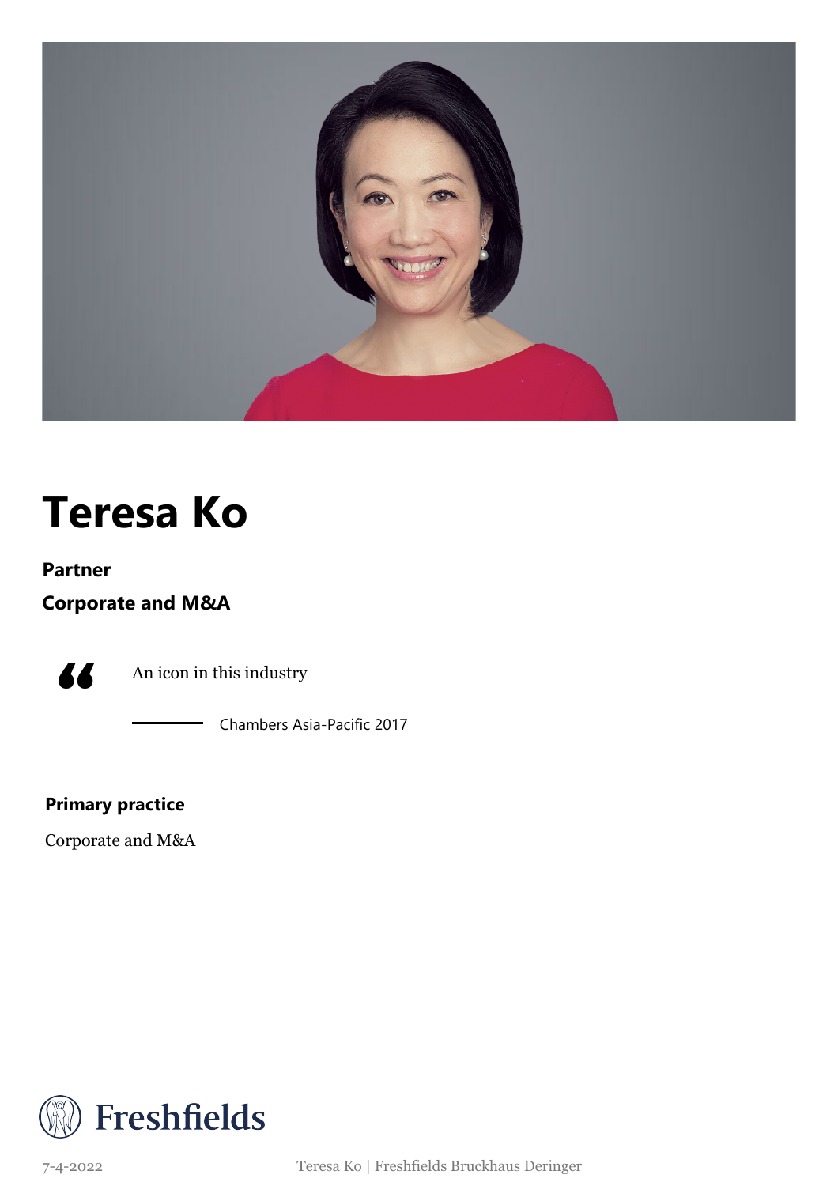# Teresa Ko

**Partner**

**Corporate and M&A**

> An icon in this industry
>
> — Chambers Asia-Pacific 2017

**Primary practice**

Corporate and M&A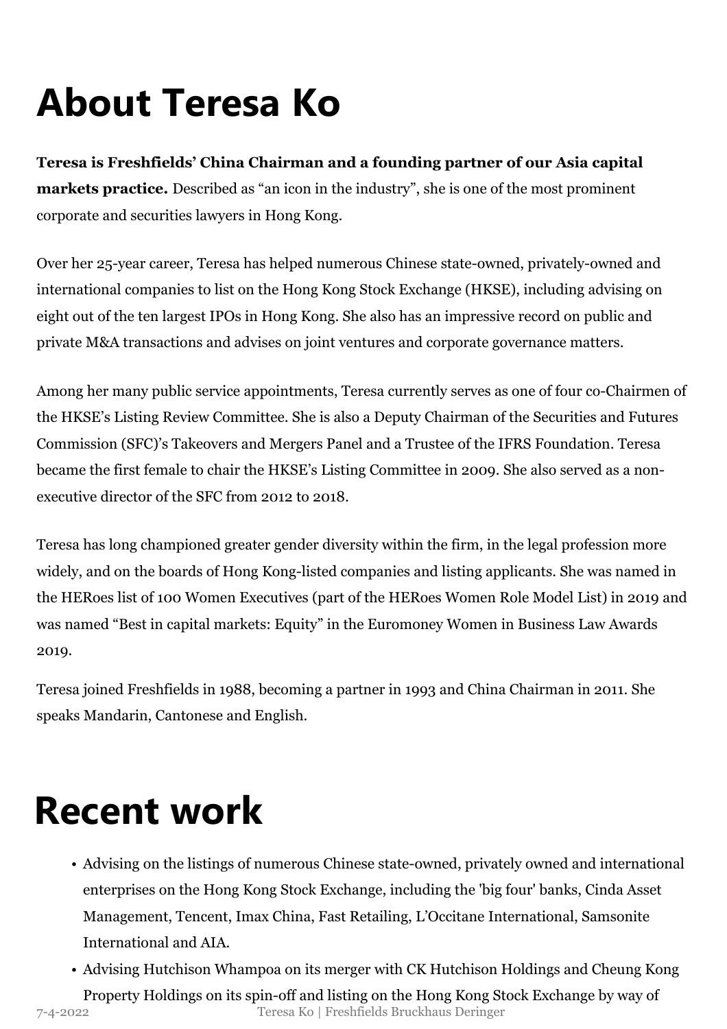# About Teresa Ko

**Teresa is Freshfields' China Chairman and a founding partner of our Asia capital markets practice.** Described as "an icon in the industry", she is one of the most prominent corporate and securities lawyers in Hong Kong.

Over her 25-year career, Teresa has helped numerous Chinese state-owned, privately-owned and international companies to list on the Hong Kong Stock Exchange (HKSE), including advising on eight out of the ten largest IPOs in Hong Kong. She also has an impressive record on public and private M&A transactions and advises on joint ventures and corporate governance matters.

Among her many public service appointments, Teresa currently serves as one of four co-Chairmen of the HKSE's Listing Review Committee. She is also a Deputy Chairman of the Securities and Futures Commission (SFC)'s Takeovers and Mergers Panel and a Trustee of the IFRS Foundation. Teresa became the first female to chair the HKSE's Listing Committee in 2009. She also served as a non-executive director of the SFC from 2012 to 2018.

Teresa has long championed greater gender diversity within the firm, in the legal profession more widely, and on the boards of Hong Kong-listed companies and listing applicants. She was named in the HERoes list of 100 Women Executives (part of the HERoes Women Role Model List) in 2019 and was named "Best in capital markets: Equity" in the Euromoney Women in Business Law Awards 2019.

Teresa joined Freshfields in 1988, becoming a partner in 1993 and China Chairman in 2011. She speaks Mandarin, Cantonese and English.

# Recent work

- Advising on the listings of numerous Chinese state-owned, privately owned and international enterprises on the Hong Kong Stock Exchange, including the 'big four' banks, Cinda Asset Management, Tencent, Imax China, Fast Retailing, L'Occitane International, Samsonite International and AIA.
- Advising Hutchison Whampoa on its merger with CK Hutchison Holdings and Cheung Kong Property Holdings on its spin-off and listing on the Hong Kong Stock Exchange by way of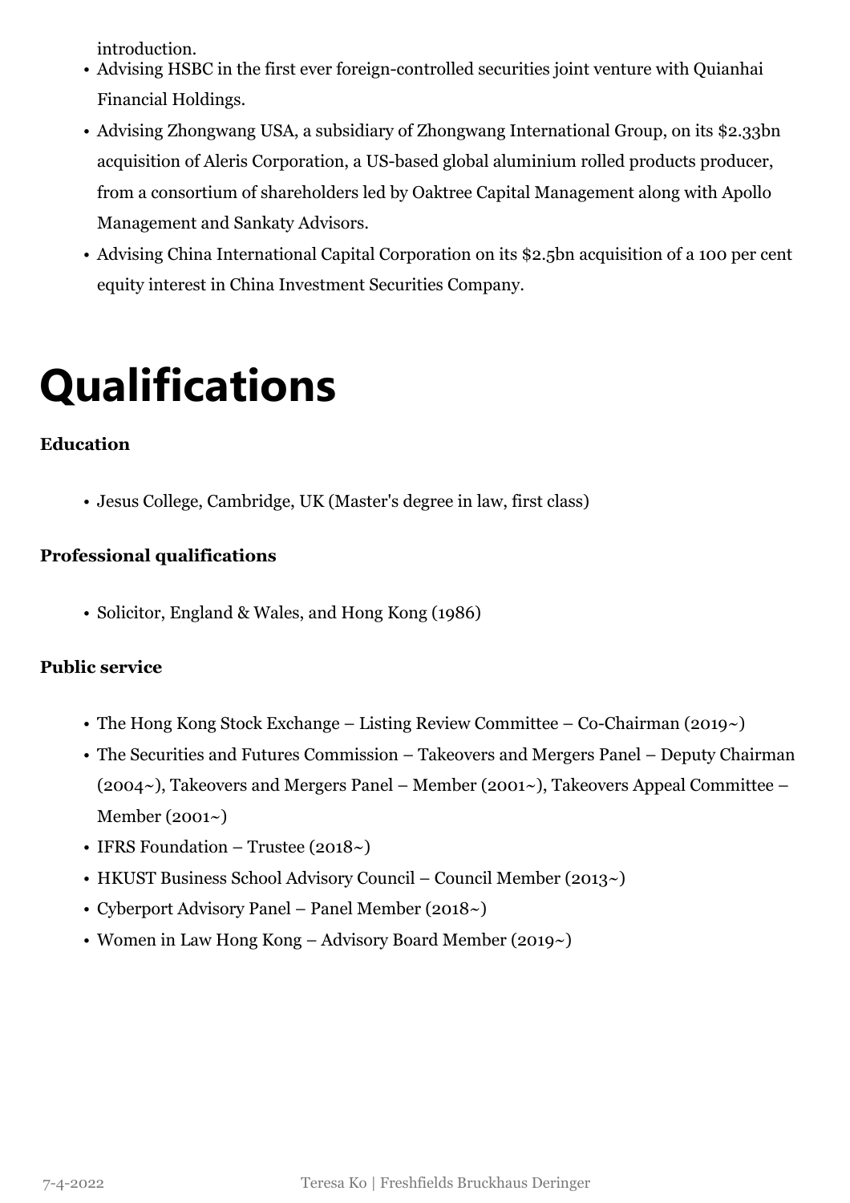introduction.

- Advising HSBC in the first ever foreign-controlled securities joint venture with Quianhai Financial Holdings.
- Advising Zhongwang USA, a subsidiary of Zhongwang International Group, on its $2.33bn acquisition of Aleris Corporation, a US-based global aluminium rolled products producer, from a consortium of shareholders led by Oaktree Capital Management along with Apollo Management and Sankaty Advisors.
- Advising China International Capital Corporation on its $2.5bn acquisition of a 100 per cent equity interest in China Investment Securities Company.

# Qualifications

**Education**

- Jesus College, Cambridge, UK (Master's degree in law, first class)

**Professional qualifications**

- Solicitor, England & Wales, and Hong Kong (1986)

**Public service**

- The Hong Kong Stock Exchange – Listing Review Committee – Co-Chairman (2019~)
- The Securities and Futures Commission – Takeovers and Mergers Panel – Deputy Chairman (2004~), Takeovers and Mergers Panel – Member (2001~), Takeovers Appeal Committee – Member (2001~)
- IFRS Foundation – Trustee (2018~)
- HKUST Business School Advisory Council – Council Member (2013~)
- Cyberport Advisory Panel – Panel Member (2018~)
- Women in Law Hong Kong – Advisory Board Member (2019~)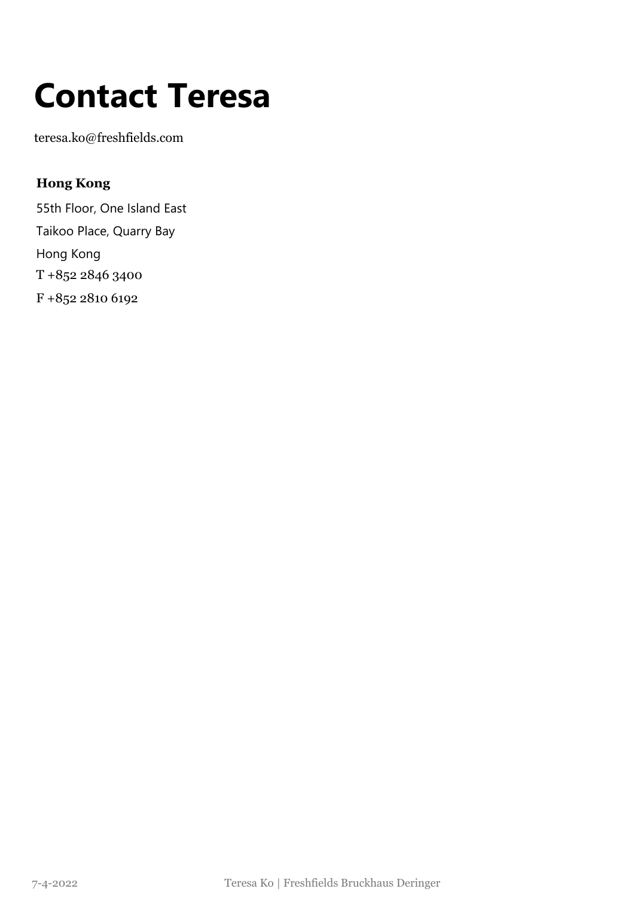# Contact Teresa

teresa.ko@freshfields.com

**Hong Kong**

55th Floor, One Island East

Taikoo Place, Quarry Bay

Hong Kong

T +852 2846 3400

F +852 2810 6192